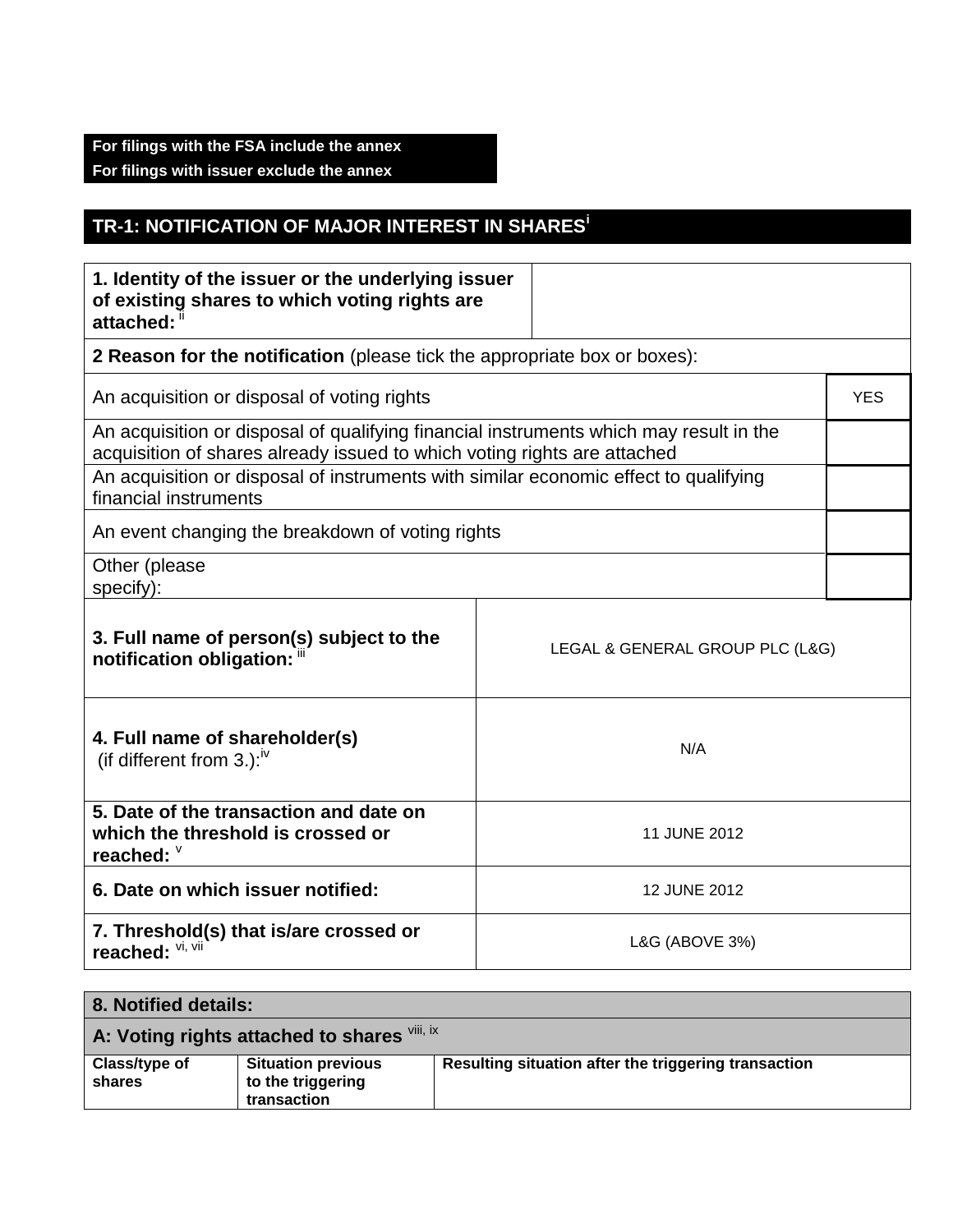**For filings with the FSA include the annex**
**For filings with issuer exclude the annex**

## TR-1: NOTIFICATION OF MAJOR INTEREST IN SHARES[i]

| **1. Identity of the issuer or the underlying issuer of existing shares to which voting rights are attached:** [ii] | |
|---|---|
| **2 Reason for the notification** (please tick the appropriate box or boxes): | |
| An acquisition or disposal of voting rights | YES |
| An acquisition or disposal of qualifying financial instruments which may result in the acquisition of shares already issued to which voting rights are attached | |
| An acquisition or disposal of instruments with similar economic effect to qualifying financial instruments | |
| An event changing the breakdown of voting rights | |
| Other (please specify): | |

| | |
|---|---|
| **3. Full name of person(s) subject to the notification obligation:** [iii] | LEGAL & GENERAL GROUP PLC (L&G) |
| **4. Full name of shareholder(s)** (if different from 3.):[iv] | N/A |
| **5. Date of the transaction and date on which the threshold is crossed or reached:** [v] | 11 JUNE 2012 |
| **6. Date on which issuer notified:** | 12 JUNE 2012 |
| **7. Threshold(s) that is/are crossed or reached:** [vi, vii] | L&G (ABOVE 3%) |

| **8. Notified details:** | | |
|---|---|---|
| **A: Voting rights attached to shares** [viii, ix] | | |
| **Class/type of shares** | **Situation previous to the triggering transaction** | **Resulting situation after the triggering transaction** |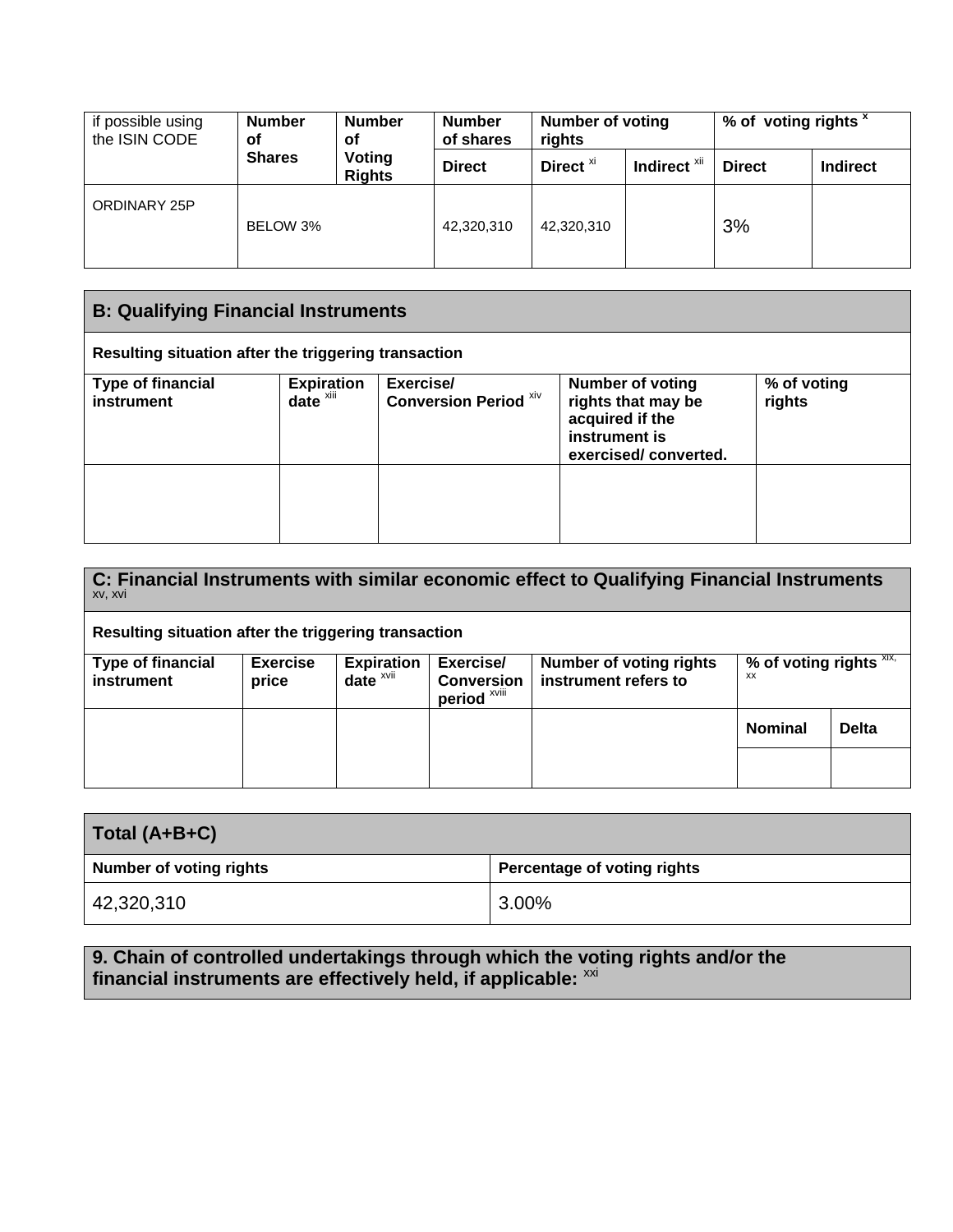| if possible using the ISIN CODE | Number of Shares | Number of Voting Rights | Number of shares | Number of voting rights | | % of voting rights [x] | |
|---|---|---|---|---|---|---|---|
| | | | Direct | Direct [xi] | Indirect [xii] | Direct | Indirect |
| ORDINARY 25P | BELOW 3% | | 42,320,310 | 42,320,310 | | 3% | |

| B: Qualifying Financial Instruments | | | | |
|---|---|---|---|---|
| Resulting situation after the triggering transaction | | | | |
| Type of financial instrument | Expiration date [xiii] | Exercise/ Conversion Period [xiv] | Number of voting rights that may be acquired if the instrument is exercised/ converted. | % of voting rights |
| | | | | |

| C: Financial Instruments with similar economic effect to Qualifying Financial Instruments [xv, xvi] | | | | | | |
|---|---|---|---|---|---|---|
| Resulting situation after the triggering transaction | | | | | | |
| Type of financial instrument | Exercise price | Expiration date [xvii] | Exercise/ Conversion period [xviii] | Number of voting rights instrument refers to | % of voting rights [xix, xx] | |
| | | | | | Nominal | Delta |
| | | | | | | |

| Total (A+B+C) | |
|---|---|
| Number of voting rights | Percentage of voting rights |
| 42,320,310 | 3.00% |

**9. Chain of controlled undertakings through which the voting rights and/or the financial instruments are effectively held, if applicable:** [xxi]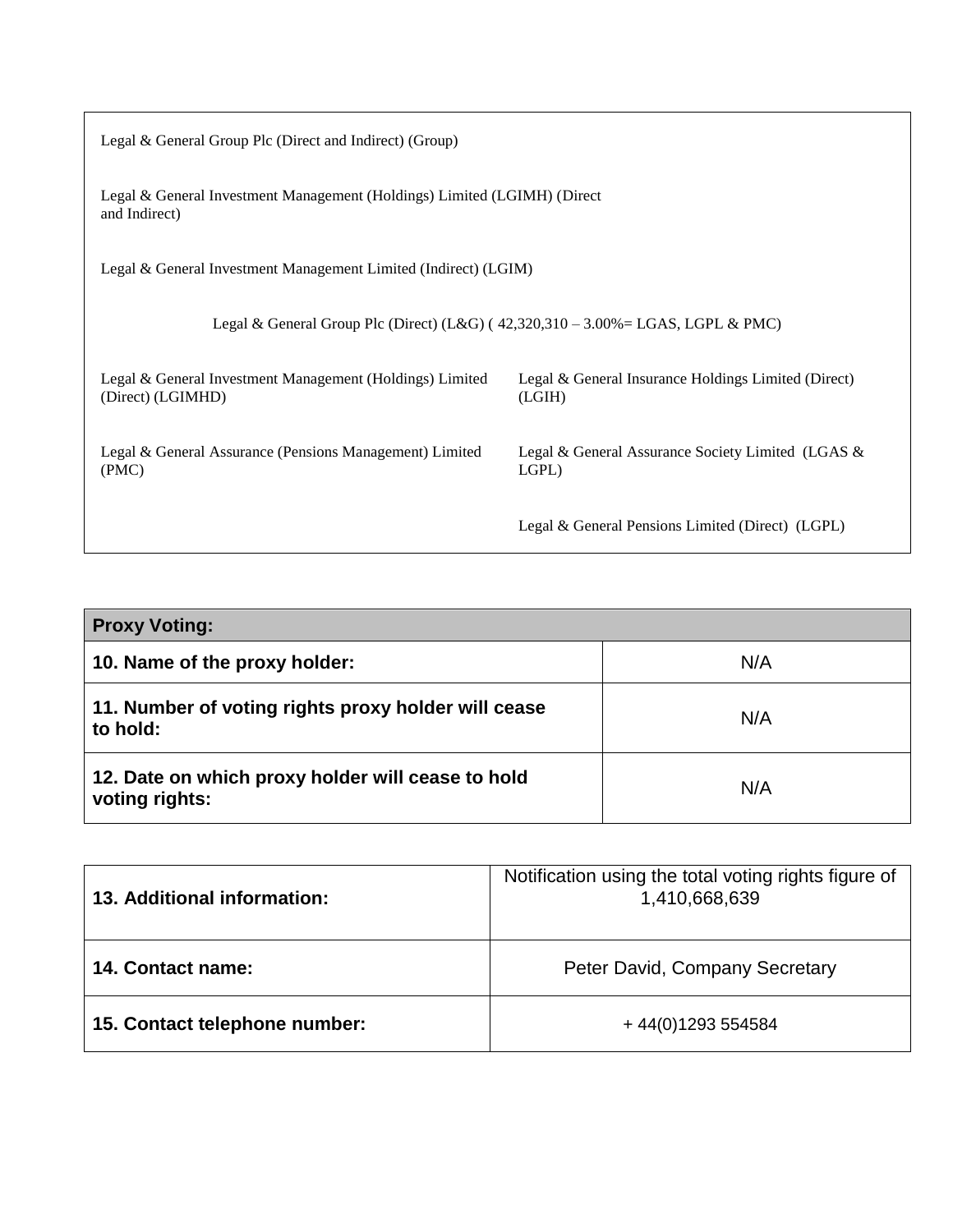Legal & General Group Plc (Direct and Indirect) (Group)

Legal & General Investment Management (Holdings) Limited (LGIMH) (Direct and Indirect)

Legal & General Investment Management Limited (Indirect) (LGIM)

Legal & General Group Plc (Direct) (L&G) ( 42,320,310 – 3.00%= LGAS, LGPL & PMC)

| | |
|---|---|
| Legal & General Investment Management (Holdings) Limited (Direct) (LGIMHD) | Legal & General Insurance Holdings Limited (Direct) (LGIH) |
| Legal & General Assurance (Pensions Management) Limited (PMC) | Legal & General Assurance Society Limited (LGAS & LGPL) |
| | Legal & General Pensions Limited (Direct) (LGPL) |

| **Proxy Voting:** | |
|---|---|
| **10. Name of the proxy holder:** | N/A |
| **11. Number of voting rights proxy holder will cease to hold:** | N/A |
| **12. Date on which proxy holder will cease to hold voting rights:** | N/A |

| | |
|---|---|
| **13. Additional information:** | Notification using the total voting rights figure of 1,410,668,639 |
| **14. Contact name:** | Peter David, Company Secretary |
| **15. Contact telephone number:** | + 44(0)1293 554584 |